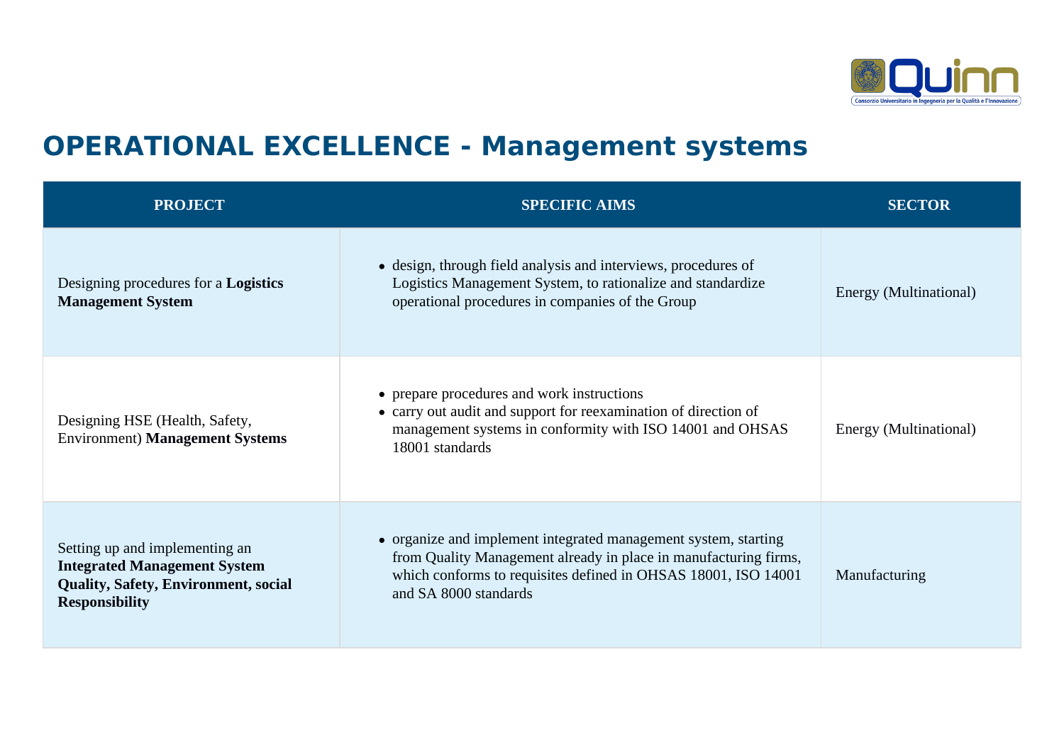# OPERATIONAL EXCELLENCE - Management systems

| PROJECT | SPECIFIC AIMS | SECTOR |
|---|---|---|
| Designing procedures for a **Logistics Management System** | • design, through field analysis and interviews, procedures of Logistics Management System, to rationalize and standardize operational procedures in companies of the Group | Energy (Multinational) |
| Designing HSE (Health, Safety, Environment) **Management Systems** | • prepare procedures and work instructions<br>• carry out audit and support for reexamination of direction of management systems in conformity with ISO 14001 and OHSAS 18001 standards | Energy (Multinational) |
| Setting up and implementing an **Integrated Management System Quality, Safety, Environment, social Responsibility** | • organize and implement integrated management system, starting from Quality Management already in place in manufacturing firms, which conforms to requisites defined in OHSAS 18001, ISO 14001 and SA 8000 standards | Manufacturing |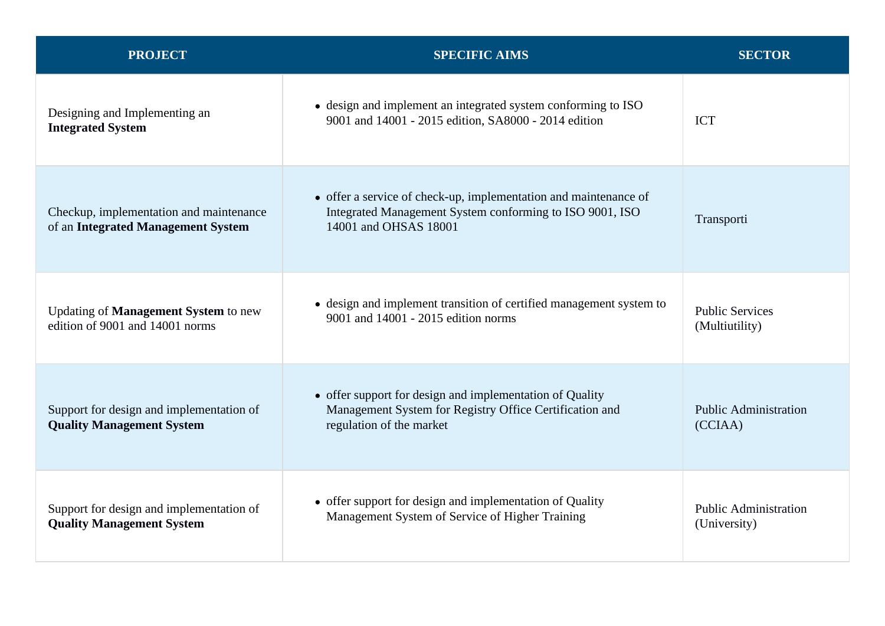| PROJECT | SPECIFIC AIMS | SECTOR |
| --- | --- | --- |
| Designing and Implementing an **Integrated System** | • design and implement an integrated system conforming to ISO 9001 and 14001 - 2015 edition, SA8000 - 2014 edition | ICT |
| Checkup, implementation and maintenance of an **Integrated Management System** | • offer a service of check-up, implementation and maintenance of Integrated Management System conforming to ISO 9001, ISO 14001 and OHSAS 18001 | Transporti |
| Updating of **Management System** to new edition of 9001 and 14001 norms | • design and implement transition of certified management system to 9001 and 14001 - 2015 edition norms | Public Services (Multiutility) |
| Support for design and implementation of **Quality Management System** | • offer support for design and implementation of Quality Management System for Registry Office Certification and regulation of the market | Public Administration (CCIAA) |
| Support for design and implementation of **Quality Management System** | • offer support for design and implementation of Quality Management System of Service of Higher Training | Public Administration (University) |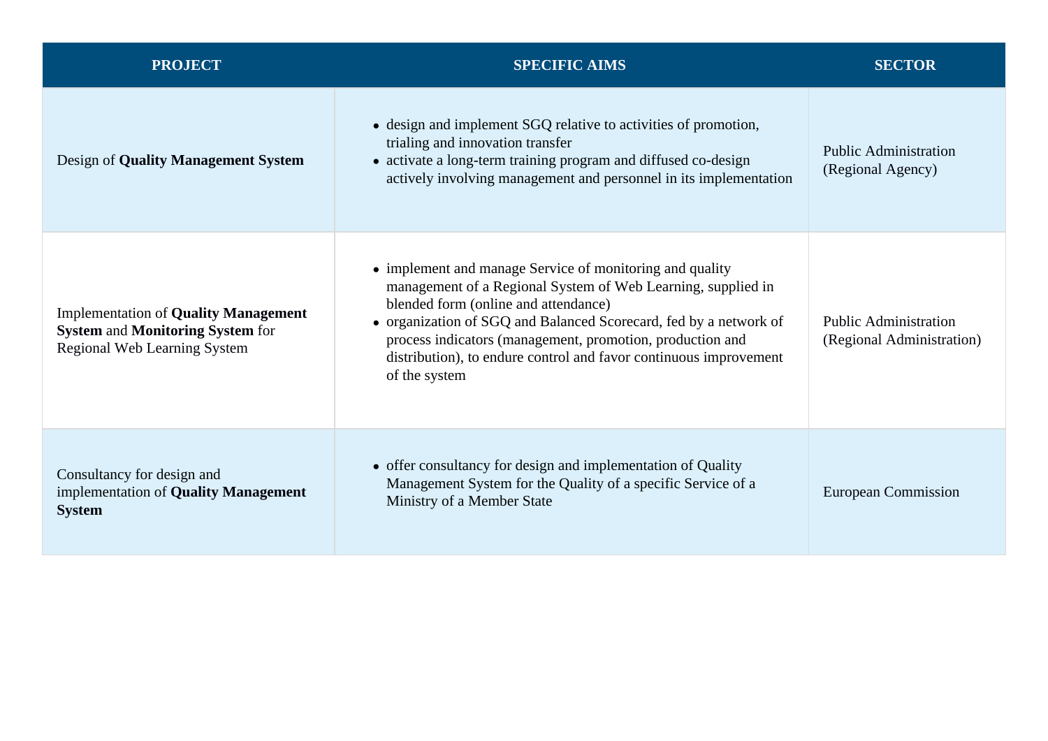| PROJECT | SPECIFIC AIMS | SECTOR |
| --- | --- | --- |
| Design of **Quality Management System** | • design and implement SGQ relative to activities of promotion, trialing and innovation transfer<br>• activate a long-term training program and diffused co-design actively involving management and personnel in its implementation | Public Administration (Regional Agency) |
| Implementation of **Quality Management System** and **Monitoring System** for Regional Web Learning System | • implement and manage Service of monitoring and quality management of a Regional System of Web Learning, supplied in blended form (online and attendance)<br>• organization of SGQ and Balanced Scorecard, fed by a network of process indicators (management, promotion, production and distribution), to endure control and favor continuous improvement of the system | Public Administration (Regional Administration) |
| Consultancy for design and implementation of **Quality Management System** | • offer consultancy for design and implementation of Quality Management System for the Quality of a specific Service of a Ministry of a Member State | European Commission |